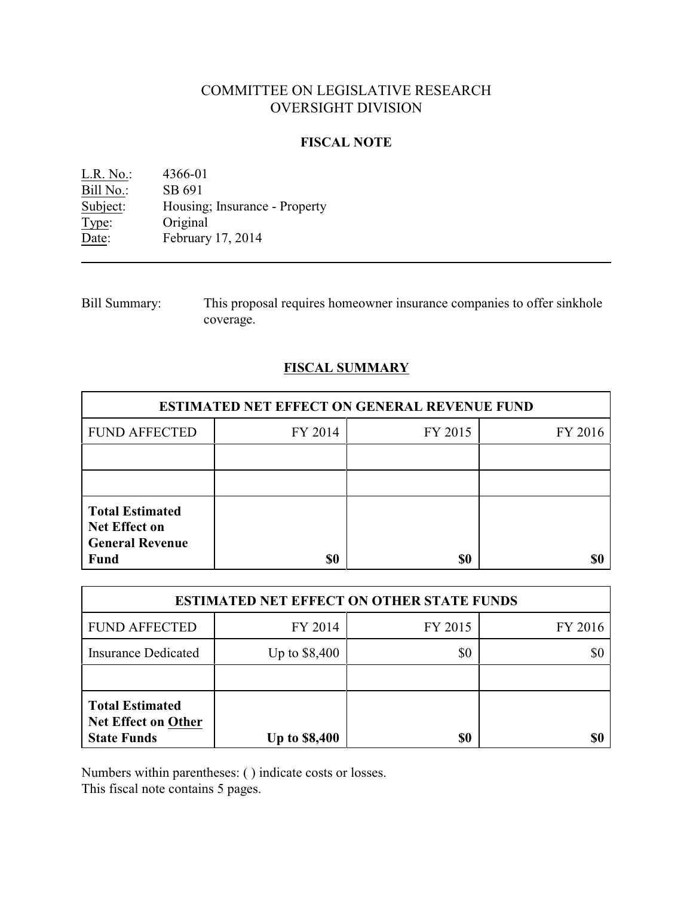# COMMITTEE ON LEGISLATIVE RESEARCH
# OVERSIGHT DIVISION

## FISCAL NOTE

L.R. No.: 4366-01
Bill No.: SB 691
Subject: Housing; Insurance - Property
Type: Original
Date: February 17, 2014

---

Bill Summary: This proposal requires homeowner insurance companies to offer sinkhole coverage.

## FISCAL SUMMARY

| ESTIMATED NET EFFECT ON GENERAL REVENUE FUND | | | |
|---|---|---|---|
| FUND AFFECTED | FY 2014 | FY 2015 | FY 2016 |
| | | | |
| | | | |
| **Total Estimated Net Effect on General Revenue Fund** | **$0** | **$0** | **$0** |

| ESTIMATED NET EFFECT ON OTHER STATE FUNDS | | | |
|---|---|---|---|
| FUND AFFECTED | FY 2014 | FY 2015 | FY 2016 |
| Insurance Dedicated | Up to $8,400 | $0 | $0 |
| | | | |
| **Total Estimated Net Effect on Other State Funds** | **Up to $8,400** | **$0** | **$0** |

Numbers within parentheses: ( ) indicate costs or losses.
This fiscal note contains 5 pages.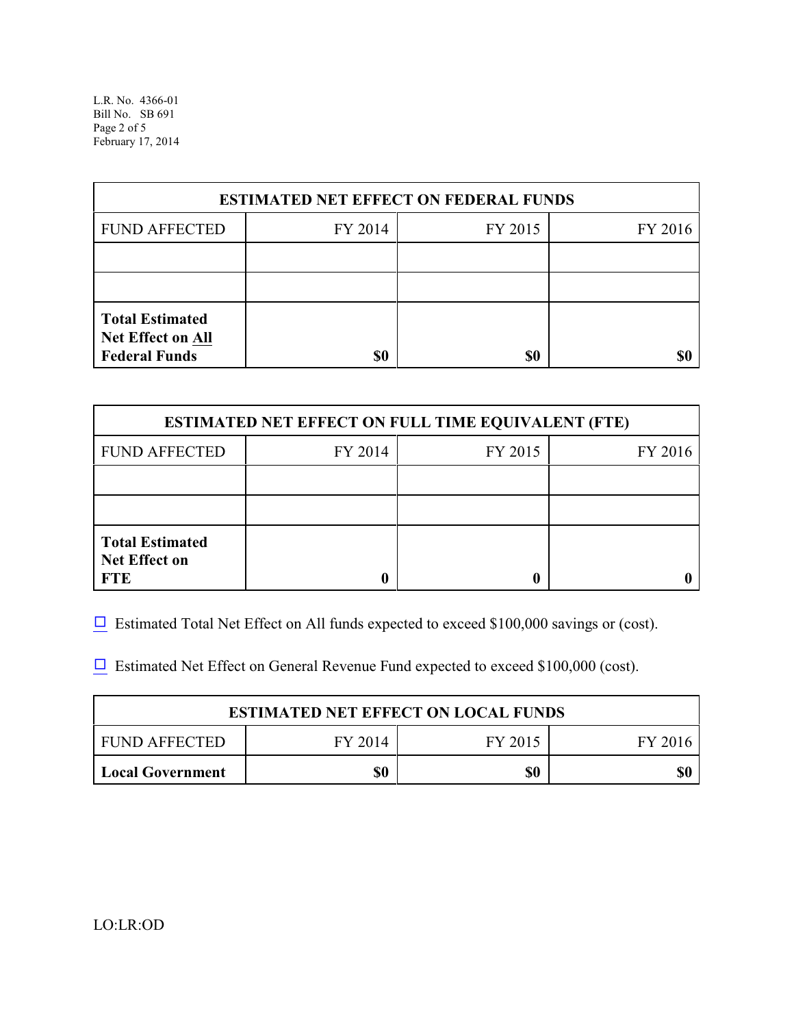| ESTIMATED NET EFFECT ON FEDERAL FUNDS | | | |
|---|---|---|---|
| FUND AFFECTED | FY 2014 | FY 2015 | FY 2016 |
| | | | |
| | | | |
| **Total Estimated Net Effect on All Federal Funds** | **$0** | **$0** | **$0** |

| ESTIMATED NET EFFECT ON FULL TIME EQUIVALENT (FTE) | | | |
|---|---|---|---|
| FUND AFFECTED | FY 2014 | FY 2015 | FY 2016 |
| | | | |
| | | | |
| **Total Estimated Net Effect on FTE** | **0** | **0** | **0** |

☐ Estimated Total Net Effect on All funds expected to exceed $100,000 savings or (cost).

☐ Estimated Net Effect on General Revenue Fund expected to exceed $100,000 (cost).

| ESTIMATED NET EFFECT ON LOCAL FUNDS | | | |
|---|---|---|---|
| FUND AFFECTED | FY 2014 | FY 2015 | FY 2016 |
| **Local Government** | **$0** | **$0** | **$0** |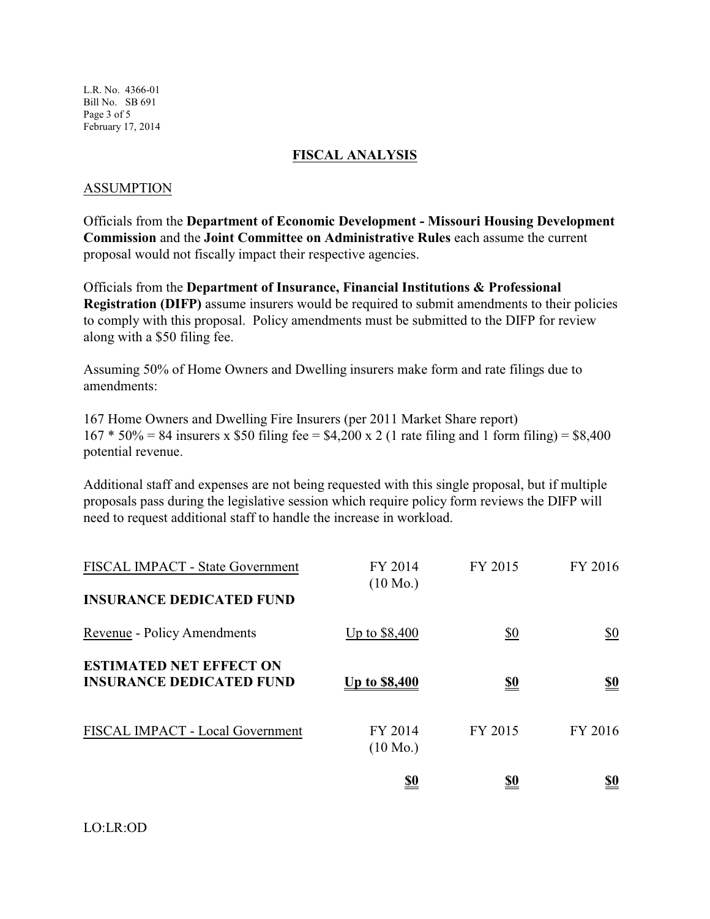# FISCAL ANALYSIS

## ASSUMPTION

Officials from the **Department of Economic Development - Missouri Housing Development Commission** and the **Joint Committee on Administrative Rules** each assume the current proposal would not fiscally impact their respective agencies.

Officials from the **Department of Insurance, Financial Institutions & Professional Registration (DIFP)** assume insurers would be required to submit amendments to their policies to comply with this proposal. Policy amendments must be submitted to the DIFP for review along with a $50 filing fee.

Assuming 50% of Home Owners and Dwelling insurers make form and rate filings due to amendments:

167 Home Owners and Dwelling Fire Insurers (per 2011 Market Share report)
167 * 50% = 84 insurers x $50 filing fee = $4,200 x 2 (1 rate filing and 1 form filing) = $8,400 potential revenue.

Additional staff and expenses are not being requested with this single proposal, but if multiple proposals pass during the legislative session which require policy form reviews the DIFP will need to request additional staff to handle the increase in workload.

| FISCAL IMPACT - State Government | FY 2014 (10 Mo.) | FY 2015 | FY 2016 |
|---|---|---|---|
| **INSURANCE DEDICATED FUND** | | | |
| Revenue - Policy Amendments | Up to $8,400 | $0 | $0 |
| **ESTIMATED NET EFFECT ON INSURANCE DEDICATED FUND** | **Up to $8,400** | **$0** | **$0** |

| FISCAL IMPACT - Local Government | FY 2014 (10 Mo.) | FY 2015 | FY 2016 |
|---|---|---|---|
| | **$0** | **$0** | **$0** |

LO:LR:OD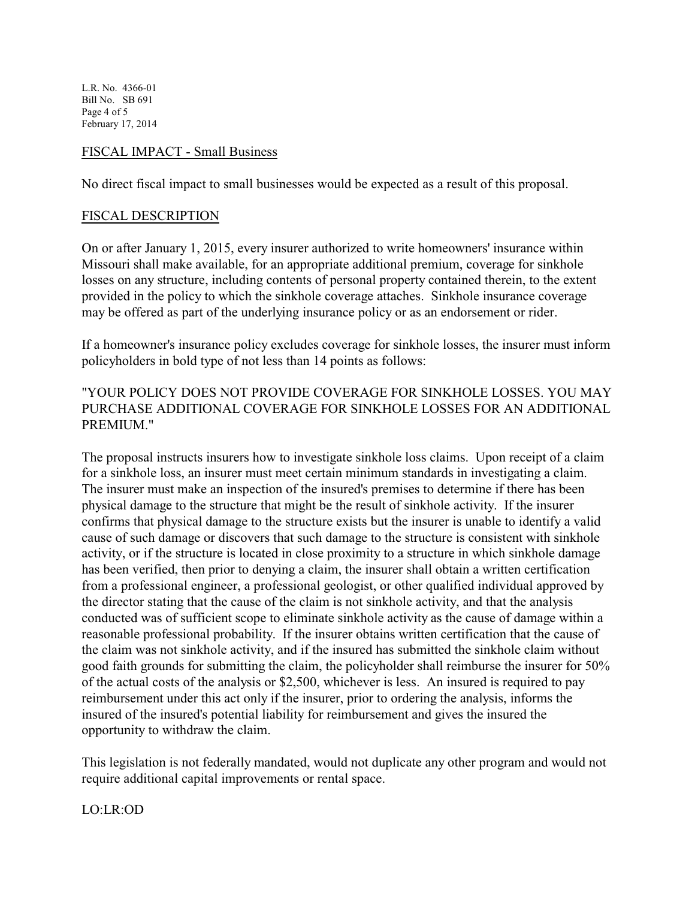## FISCAL IMPACT - Small Business

No direct fiscal impact to small businesses would be expected as a result of this proposal.

## FISCAL DESCRIPTION

On or after January 1, 2015, every insurer authorized to write homeowners' insurance within Missouri shall make available, for an appropriate additional premium, coverage for sinkhole losses on any structure, including contents of personal property contained therein, to the extent provided in the policy to which the sinkhole coverage attaches. Sinkhole insurance coverage may be offered as part of the underlying insurance policy or as an endorsement or rider.

If a homeowner's insurance policy excludes coverage for sinkhole losses, the insurer must inform policyholders in bold type of not less than 14 points as follows:

"YOUR POLICY DOES NOT PROVIDE COVERAGE FOR SINKHOLE LOSSES. YOU MAY PURCHASE ADDITIONAL COVERAGE FOR SINKHOLE LOSSES FOR AN ADDITIONAL PREMIUM."

The proposal instructs insurers how to investigate sinkhole loss claims. Upon receipt of a claim for a sinkhole loss, an insurer must meet certain minimum standards in investigating a claim. The insurer must make an inspection of the insured's premises to determine if there has been physical damage to the structure that might be the result of sinkhole activity. If the insurer confirms that physical damage to the structure exists but the insurer is unable to identify a valid cause of such damage or discovers that such damage to the structure is consistent with sinkhole activity, or if the structure is located in close proximity to a structure in which sinkhole damage has been verified, then prior to denying a claim, the insurer shall obtain a written certification from a professional engineer, a professional geologist, or other qualified individual approved by the director stating that the cause of the claim is not sinkhole activity, and that the analysis conducted was of sufficient scope to eliminate sinkhole activity as the cause of damage within a reasonable professional probability. If the insurer obtains written certification that the cause of the claim was not sinkhole activity, and if the insured has submitted the sinkhole claim without good faith grounds for submitting the claim, the policyholder shall reimburse the insurer for 50% of the actual costs of the analysis or $2,500, whichever is less. An insured is required to pay reimbursement under this act only if the insurer, prior to ordering the analysis, informs the insured of the insured's potential liability for reimbursement and gives the insured the opportunity to withdraw the claim.

This legislation is not federally mandated, would not duplicate any other program and would not require additional capital improvements or rental space.

LO:LR:OD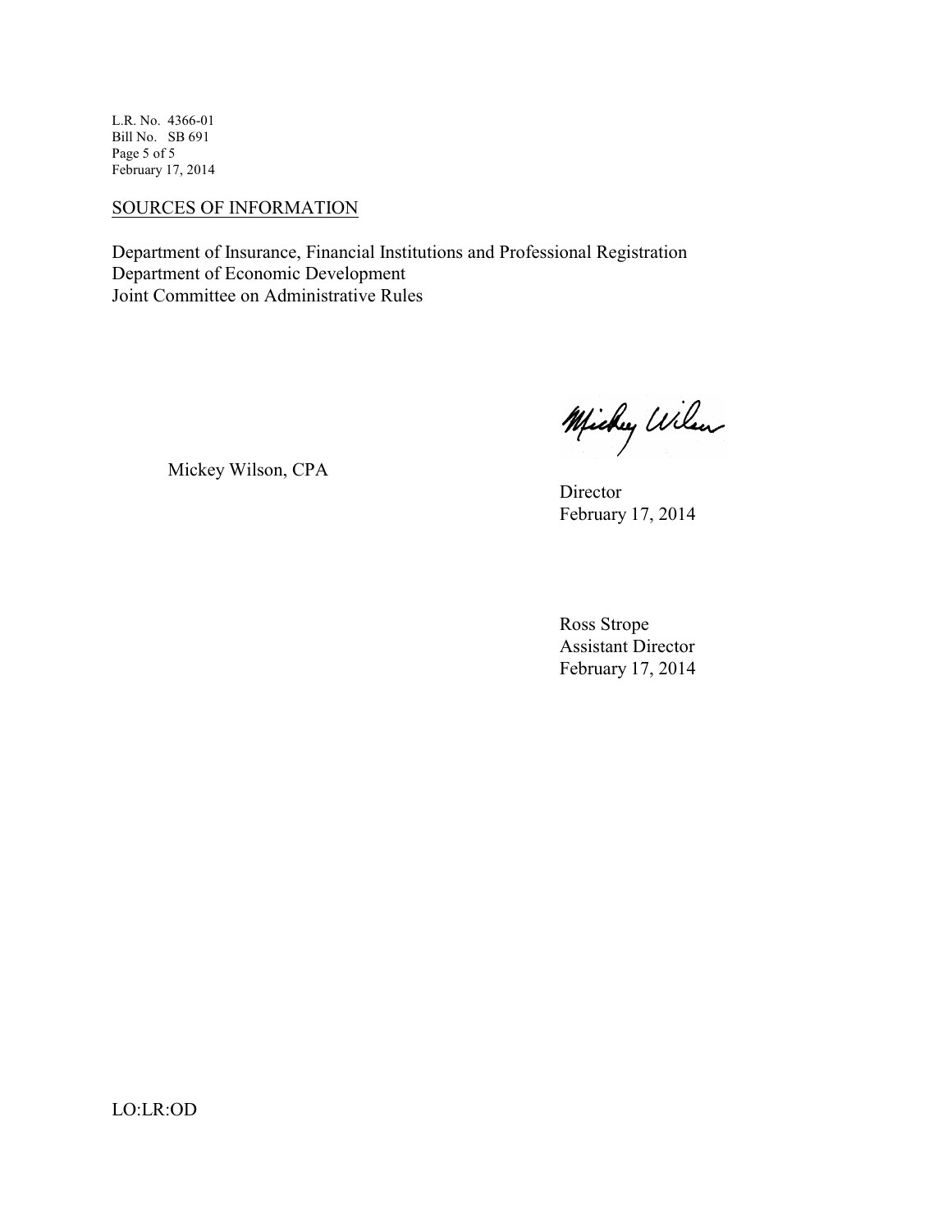## SOURCES OF INFORMATION

Department of Insurance, Financial Institutions and Professional Registration
Department of Economic Development
Joint Committee on Administrative Rules

Mickey Wilson, CPA
Director
February 17, 2014

Ross Strope
Assistant Director
February 17, 2014

LO:LR:OD